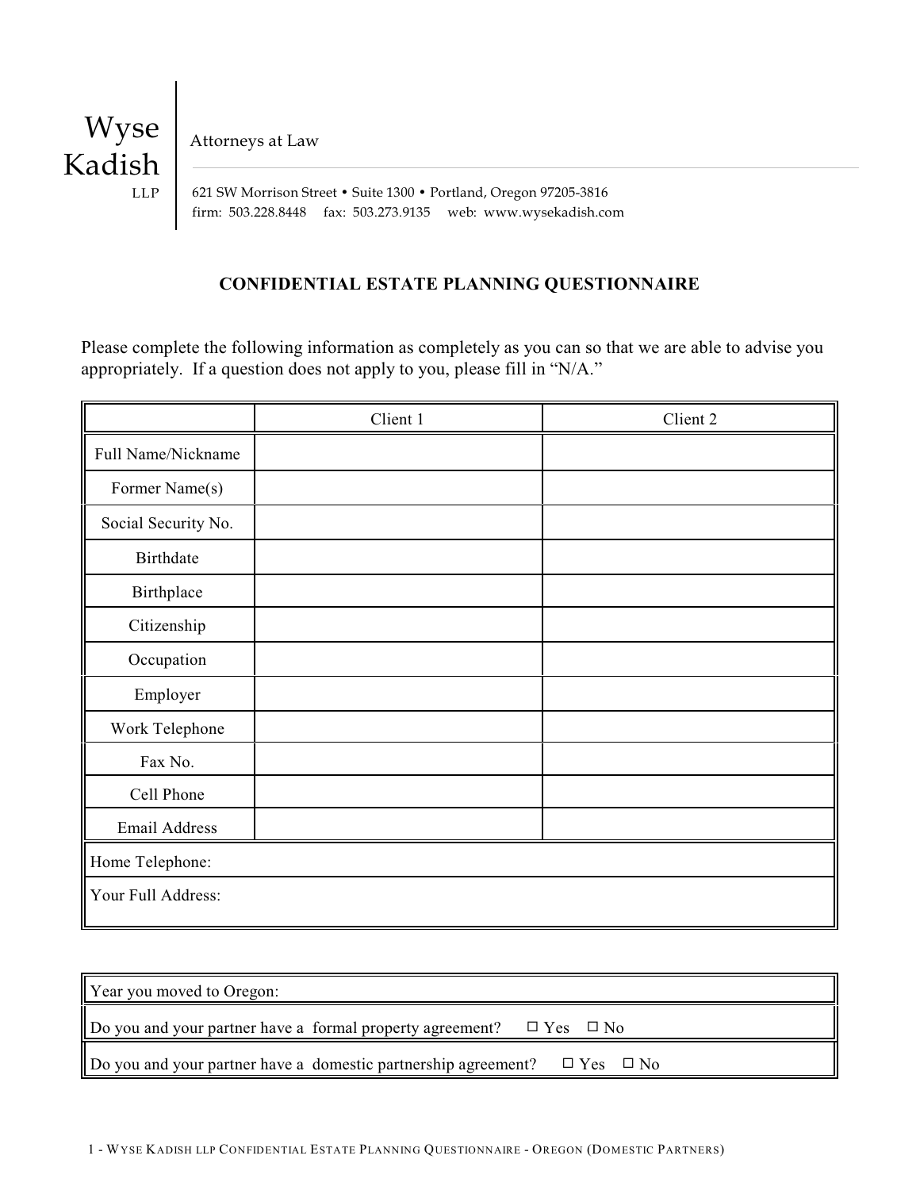Wyse Kadish LLP

Attorneys at Law

621 SW Morrison Street • Suite 1300 • Portland, Oregon 97205-3816
firm: 503.228.8448 fax: 503.273.9135 web: www.wysekadish.com

## CONFIDENTIAL ESTATE PLANNING QUESTIONNAIRE

Please complete the following information as completely as you can so that we are able to advise you appropriately. If a question does not apply to you, please fill in "N/A."

| | Client 1 | Client 2 |
|---|---|---|
| Full Name/Nickname | | |
| Former Name(s) | | |
| Social Security No. | | |
| Birthdate | | |
| Birthplace | | |
| Citizenship | | |
| Occupation | | |
| Employer | | |
| Work Telephone | | |
| Fax No. | | |
| Cell Phone | | |
| Email Address | | |
| Home Telephone: | | |
| Your Full Address: | | |

| |
|---|
| Year you moved to Oregon: |
| Do you and your partner have a formal property agreement? ☐ Yes ☐ No |
| Do you and your partner have a domestic partnership agreement? ☐ Yes ☐ No |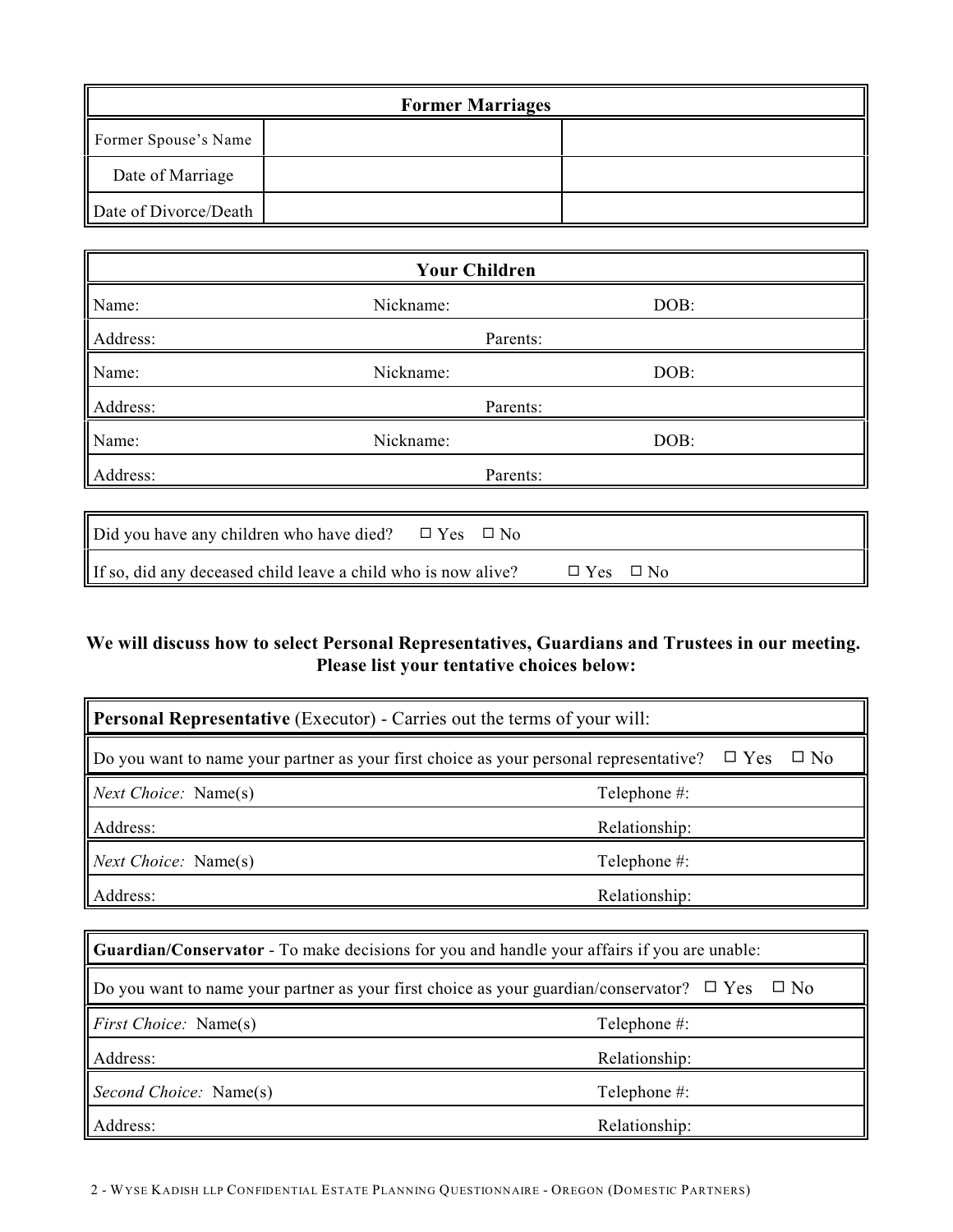| Former Marriages | | |
|---|---|---|
| Former Spouse's Name | | |
| Date of Marriage | | |
| Date of Divorce/Death | | |

| Your Children | | |
|---|---|---|
| Name: | Nickname: | DOB: |
| Address: | Parents: | |
| Name: | Nickname: | DOB: |
| Address: | Parents: | |
| Name: | Nickname: | DOB: |
| Address: | Parents: | |

| |
|---|
| Did you have any children who have died? ☐ Yes ☐ No |
| If so, did any deceased child leave a child who is now alive? ☐ Yes ☐ No |

**We will discuss how to select Personal Representatives, Guardians and Trustees in our meeting. Please list your tentative choices below:**

| **Personal Representative** (Executor) - Carries out the terms of your will: | |
|---|---|
| Do you want to name your partner as your first choice as your personal representative? ☐ Yes ☐ No | |
| *Next Choice:* Name(s) | Telephone #: |
| Address: | Relationship: |
| *Next Choice:* Name(s) | Telephone #: |
| Address: | Relationship: |

| **Guardian/Conservator** - To make decisions for you and handle your affairs if you are unable: | |
|---|---|
| Do you want to name your partner as your first choice as your guardian/conservator? ☐ Yes ☐ No | |
| *First Choice:* Name(s) | Telephone #: |
| Address: | Relationship: |
| *Second Choice:* Name(s) | Telephone #: |
| Address: | Relationship: |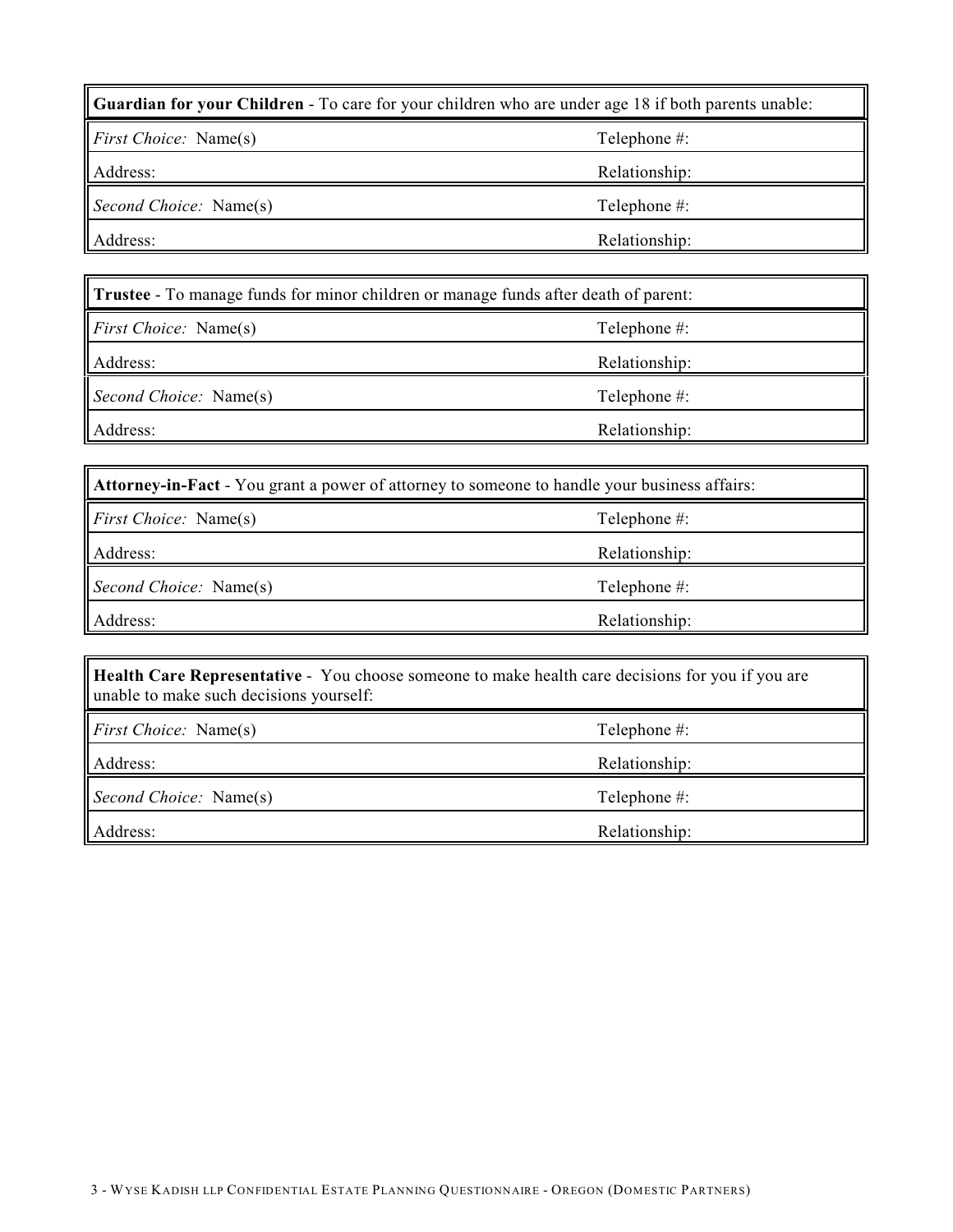| **Guardian for your Children** - To care for your children who are under age 18 if both parents unable: | |
|---|---|
| *First Choice:* Name(s) | Telephone #: |
| Address: | Relationship: |
| *Second Choice:* Name(s) | Telephone #: |
| Address: | Relationship: |

| **Trustee** - To manage funds for minor children or manage funds after death of parent: | |
|---|---|
| *First Choice:* Name(s) | Telephone #: |
| Address: | Relationship: |
| *Second Choice:* Name(s) | Telephone #: |
| Address: | Relationship: |

| **Attorney-in-Fact** - You grant a power of attorney to someone to handle your business affairs: | |
|---|---|
| *First Choice:* Name(s) | Telephone #: |
| Address: | Relationship: |
| *Second Choice:* Name(s) | Telephone #: |
| Address: | Relationship: |

| **Health Care Representative** - You choose someone to make health care decisions for you if you are unable to make such decisions yourself: | |
|---|---|
| *First Choice:* Name(s) | Telephone #: |
| Address: | Relationship: |
| *Second Choice:* Name(s) | Telephone #: |
| Address: | Relationship: |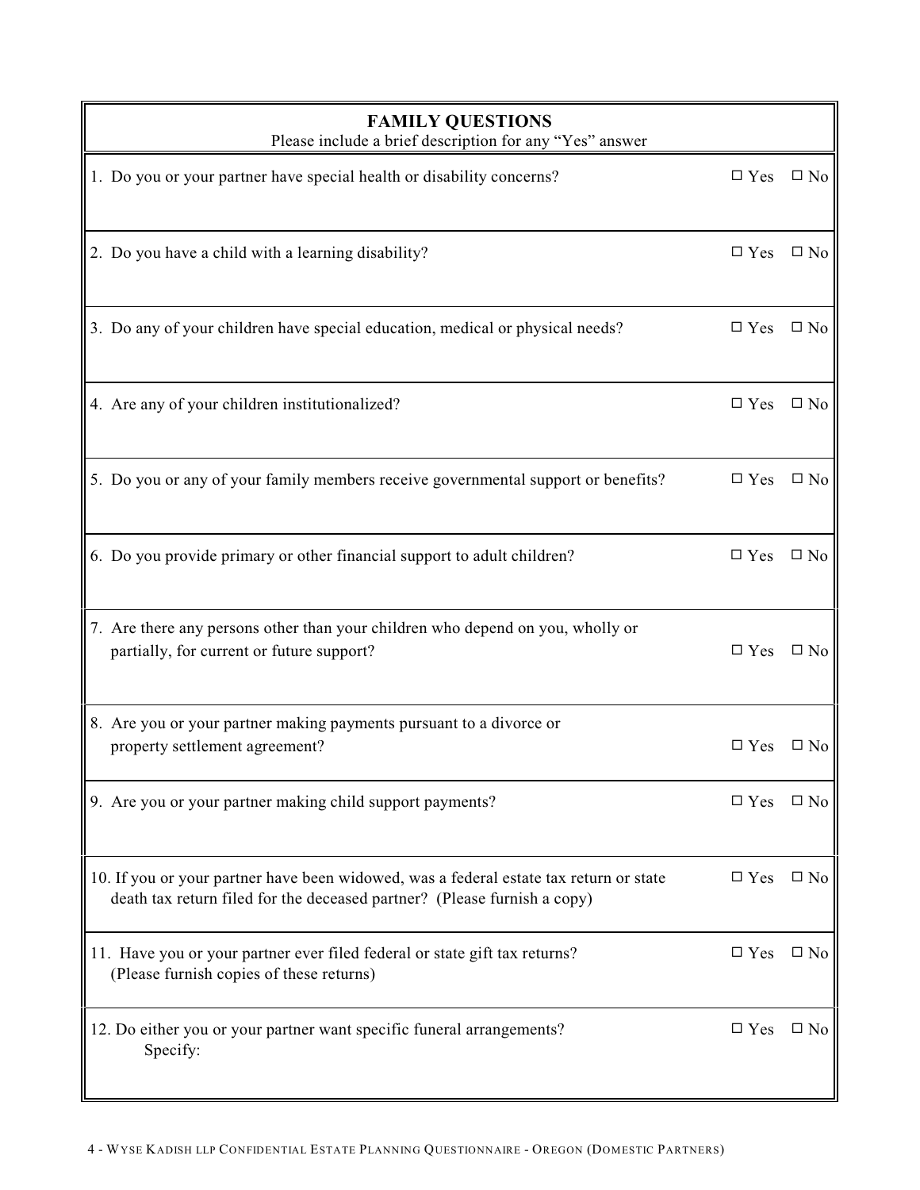## FAMILY QUESTIONS

Please include a brief description for any "Yes" answer

| | |
|---|---|
| 1. Do you or your partner have special health or disability concerns? | ☐ Yes ☐ No |
| 2. Do you have a child with a learning disability? | ☐ Yes ☐ No |
| 3. Do any of your children have special education, medical or physical needs? | ☐ Yes ☐ No |
| 4. Are any of your children institutionalized? | ☐ Yes ☐ No |
| 5. Do you or any of your family members receive governmental support or benefits? | ☐ Yes ☐ No |
| 6. Do you provide primary or other financial support to adult children? | ☐ Yes ☐ No |
| 7. Are there any persons other than your children who depend on you, wholly or partially, for current or future support? | ☐ Yes ☐ No |
| 8. Are you or your partner making payments pursuant to a divorce or property settlement agreement? | ☐ Yes ☐ No |
| 9. Are you or your partner making child support payments? | ☐ Yes ☐ No |
| 10. If you or your partner have been widowed, was a federal estate tax return or state death tax return filed for the deceased partner? (Please furnish a copy) | ☐ Yes ☐ No |
| 11. Have you or your partner ever filed federal or state gift tax returns? (Please furnish copies of these returns) | ☐ Yes ☐ No |
| 12. Do either you or your partner want specific funeral arrangements? Specify: | ☐ Yes ☐ No |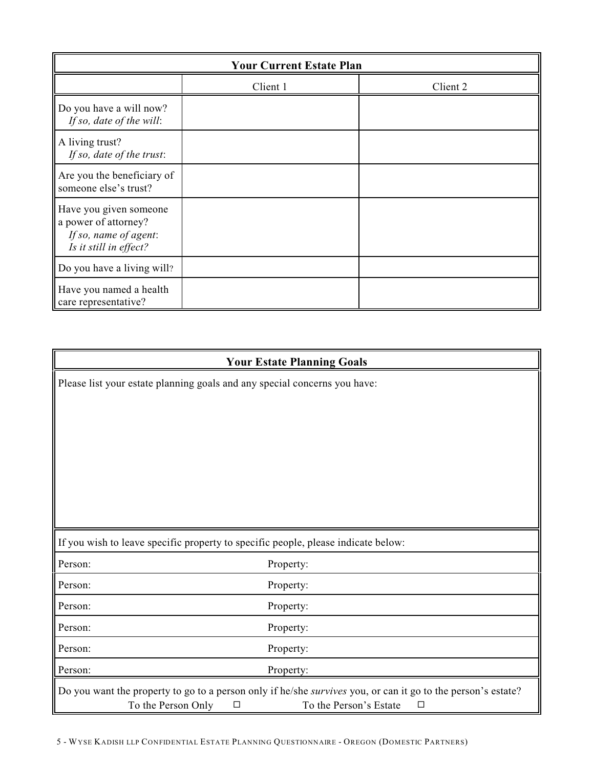## Your Current Estate Plan

| | Client 1 | Client 2 |
|---|---|---|
| Do you have a will now?<br>*If so, date of the will*: | | |
| A living trust?<br>*If so, date of the trust*: | | |
| Are you the beneficiary of someone else's trust? | | |
| Have you given someone a power of attorney?<br>*If so, name of agent*:<br>*Is it still in effect?* | | |
| Do you have a living will? | | |
| Have you named a health care representative? | | |

## Your Estate Planning Goals

Please list your estate planning goals and any special concerns you have:

If you wish to leave specific property to specific people, please indicate below:

| | |
|---|---|
| Person: | Property: |
| Person: | Property: |
| Person: | Property: |
| Person: | Property: |
| Person: | Property: |
| Person: | Property: |

Do you want the property to go to a person only if he/she *survives* you, or can it go to the person's estate?

To the Person Only ☐ To the Person's Estate ☐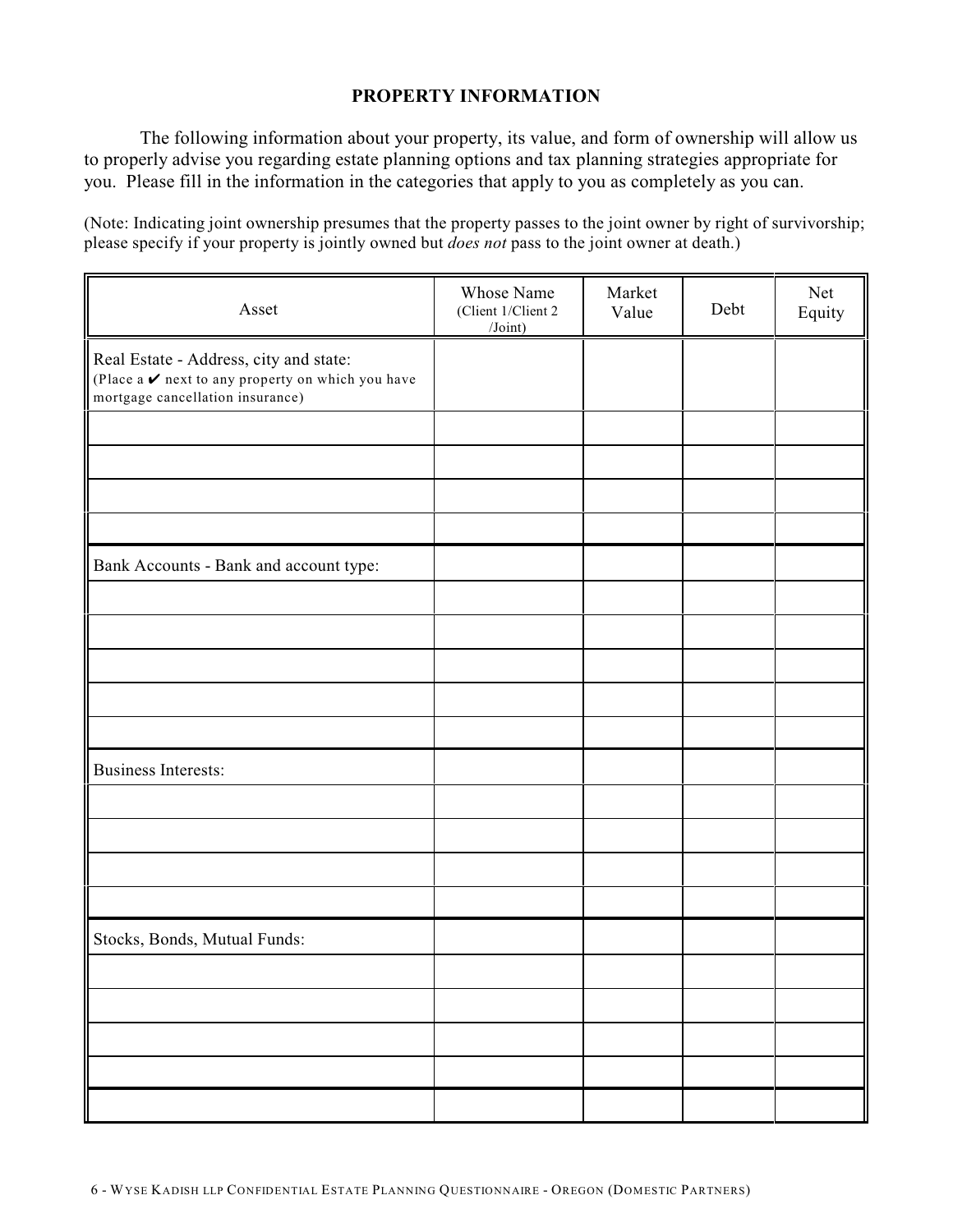## PROPERTY INFORMATION

The following information about your property, its value, and form of ownership will allow us to properly advise you regarding estate planning options and tax planning strategies appropriate for you. Please fill in the information in the categories that apply to you as completely as you can.

(Note: Indicating joint ownership presumes that the property passes to the joint owner by right of survivorship; please specify if your property is jointly owned but *does not* pass to the joint owner at death.)

| Asset | Whose Name (Client 1/Client 2 /Joint) | Market Value | Debt | Net Equity |
|---|---|---|---|---|
| Real Estate - Address, city and state: (Place a ✔ next to any property on which you have mortgage cancellation insurance) | | | | |
| | | | | |
| | | | | |
| | | | | |
| | | | | |
| Bank Accounts - Bank and account type: | | | | |
| | | | | |
| | | | | |
| | | | | |
| | | | | |
| | | | | |
| Business Interests: | | | | |
| | | | | |
| | | | | |
| | | | | |
| | | | | |
| Stocks, Bonds, Mutual Funds: | | | | |
| | | | | |
| | | | | |
| | | | | |
| | | | | |
| | | | | |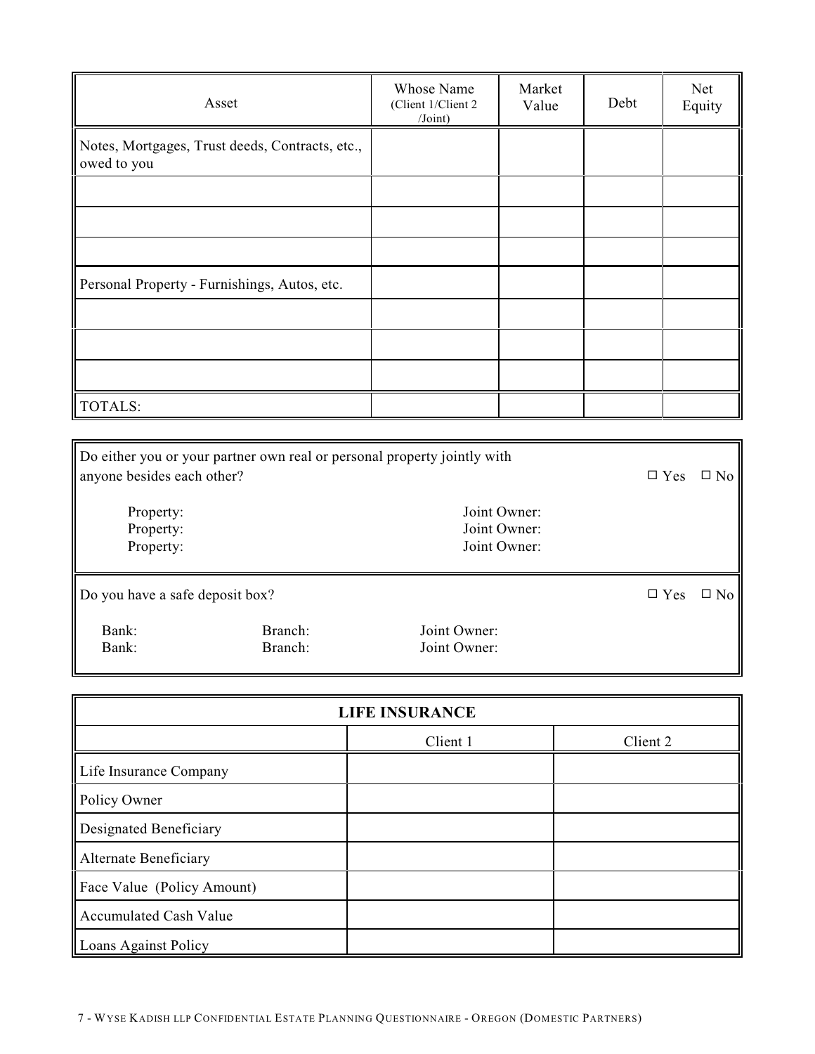| Asset | Whose Name (Client 1/Client 2 /Joint) | Market Value | Debt | Net Equity |
|---|---|---|---|---|
| Notes, Mortgages, Trust deeds, Contracts, etc., owed to you | | | | |
| | | | | |
| | | | | |
| | | | | |
| Personal Property - Furnishings, Autos, etc. | | | | |
| | | | | |
| | | | | |
| | | | | |
| TOTALS: | | | | |

Do either you or your partner own real or personal property jointly with anyone besides each other? ☐ Yes ☐ No

Property: Joint Owner:
Property: Joint Owner:
Property: Joint Owner:

Do you have a safe deposit box? ☐ Yes ☐ No

Bank: Branch: Joint Owner:
Bank: Branch: Joint Owner:

| LIFE INSURANCE | | |
|---|---|---|
| | Client 1 | Client 2 |
| Life Insurance Company | | |
| Policy Owner | | |
| Designated Beneficiary | | |
| Alternate Beneficiary | | |
| Face Value (Policy Amount) | | |
| Accumulated Cash Value | | |
| Loans Against Policy | | |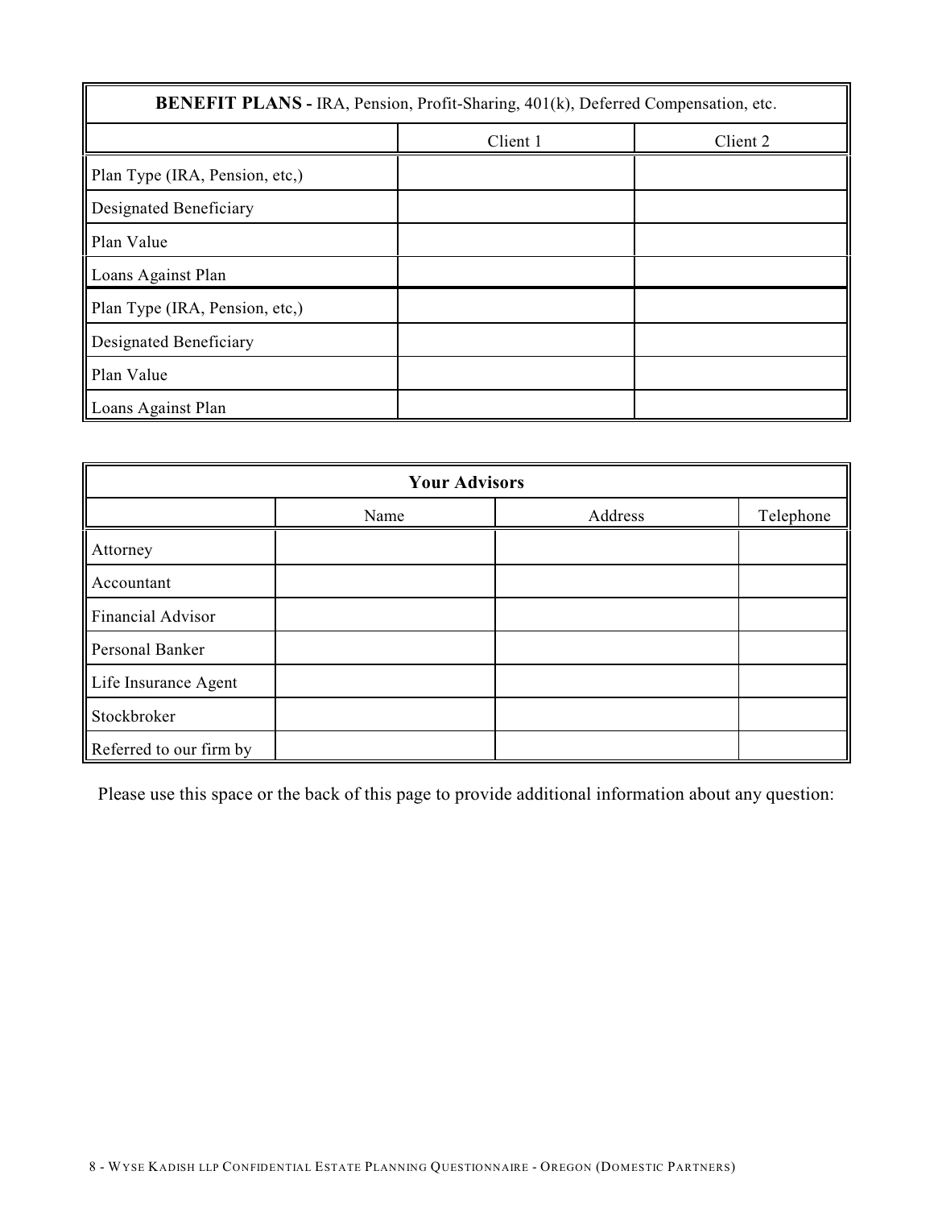| **BENEFIT PLANS -** IRA, Pension, Profit-Sharing, 401(k), Deferred Compensation, etc. | | |
|---|---|---|
| | Client 1 | Client 2 |
| Plan Type (IRA, Pension, etc,) | | |
| Designated Beneficiary | | |
| Plan Value | | |
| Loans Against Plan | | |
| Plan Type (IRA, Pension, etc,) | | |
| Designated Beneficiary | | |
| Plan Value | | |
| Loans Against Plan | | |

| **Your Advisors** | | | |
|---|---|---|---|
| | Name | Address | Telephone |
| Attorney | | | |
| Accountant | | | |
| Financial Advisor | | | |
| Personal Banker | | | |
| Life Insurance Agent | | | |
| Stockbroker | | | |
| Referred to our firm by | | | |

Please use this space or the back of this page to provide additional information about any question: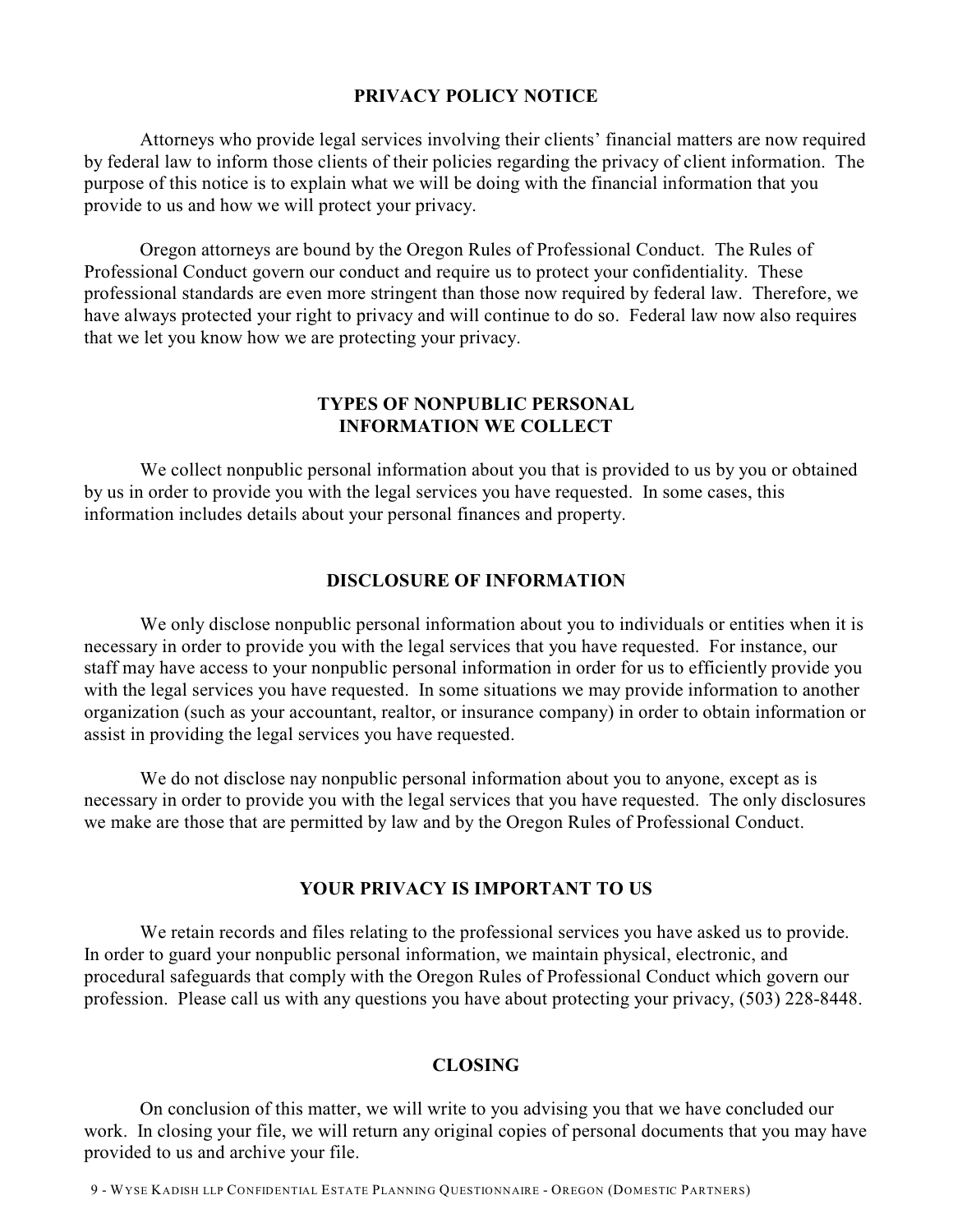## PRIVACY POLICY NOTICE

Attorneys who provide legal services involving their clients' financial matters are now required by federal law to inform those clients of their policies regarding the privacy of client information. The purpose of this notice is to explain what we will be doing with the financial information that you provide to us and how we will protect your privacy.

Oregon attorneys are bound by the Oregon Rules of Professional Conduct. The Rules of Professional Conduct govern our conduct and require us to protect your confidentiality. These professional standards are even more stringent than those now required by federal law. Therefore, we have always protected your right to privacy and will continue to do so. Federal law now also requires that we let you know how we are protecting your privacy.

## TYPES OF NONPUBLIC PERSONAL INFORMATION WE COLLECT

We collect nonpublic personal information about you that is provided to us by you or obtained by us in order to provide you with the legal services you have requested. In some cases, this information includes details about your personal finances and property.

## DISCLOSURE OF INFORMATION

We only disclose nonpublic personal information about you to individuals or entities when it is necessary in order to provide you with the legal services that you have requested. For instance, our staff may have access to your nonpublic personal information in order for us to efficiently provide you with the legal services you have requested. In some situations we may provide information to another organization (such as your accountant, realtor, or insurance company) in order to obtain information or assist in providing the legal services you have requested.

We do not disclose nay nonpublic personal information about you to anyone, except as is necessary in order to provide you with the legal services that you have requested. The only disclosures we make are those that are permitted by law and by the Oregon Rules of Professional Conduct.

## YOUR PRIVACY IS IMPORTANT TO US

We retain records and files relating to the professional services you have asked us to provide. In order to guard your nonpublic personal information, we maintain physical, electronic, and procedural safeguards that comply with the Oregon Rules of Professional Conduct which govern our profession. Please call us with any questions you have about protecting your privacy, (503) 228-8448.

## CLOSING

On conclusion of this matter, we will write to you advising you that we have concluded our work. In closing your file, we will return any original copies of personal documents that you may have provided to us and archive your file.